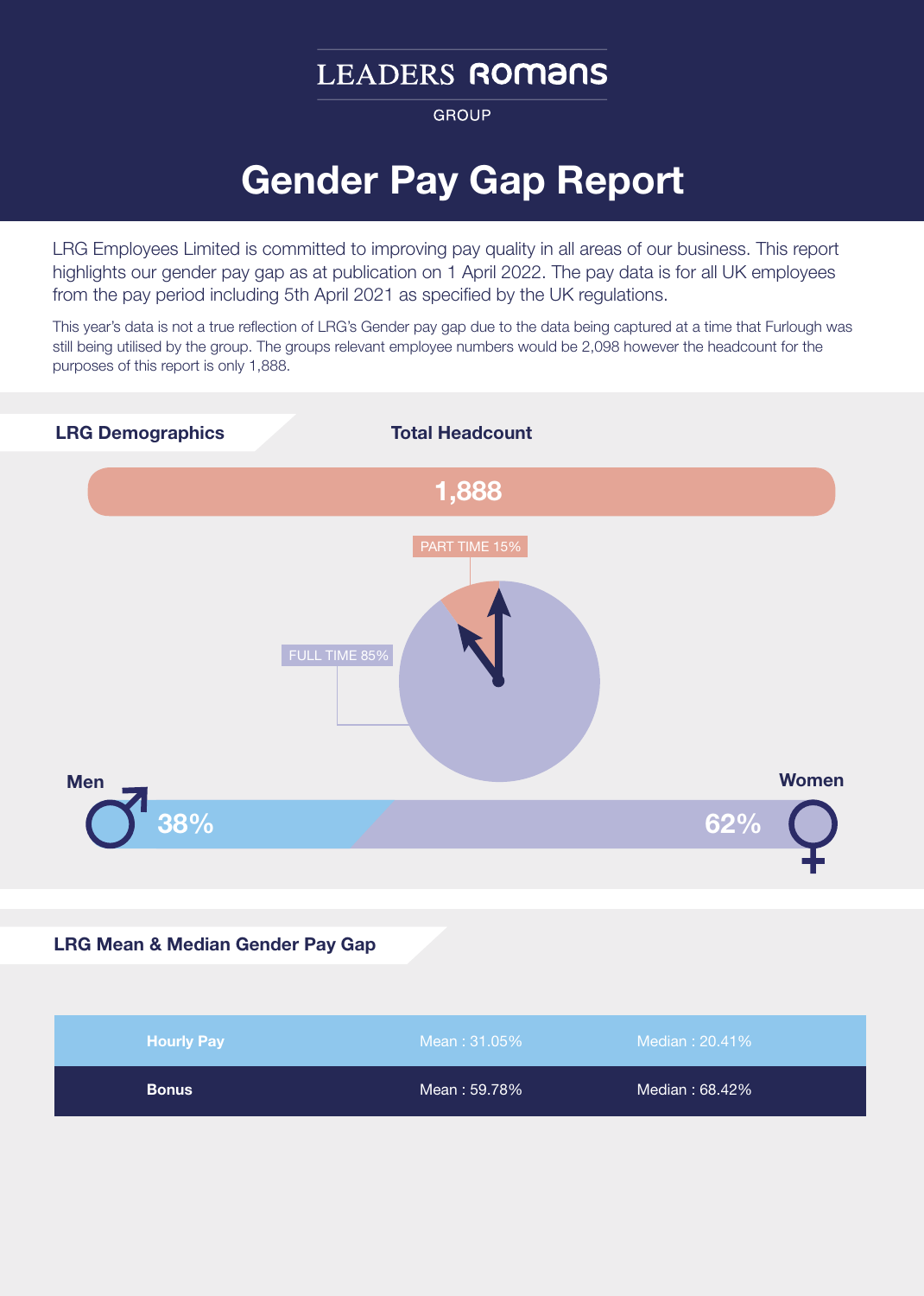LEADERS ROMANS

GROUP

# Gender Pay Gap Report

LRG Employees Limited is committed to improving pay quality in all areas of our business. This report highlights our gender pay gap as at publication on 1 April 2022. The pay data is for all UK employees from the pay period including 5th April 2021 as specified by the UK regulations.

This year's data is not a true reflection of LRG's Gender pay gap due to the data being captured at a time that Furlough was still being utilised by the group. The groups relevant employee numbers would be 2,098 however the headcount for the purposes of this report is only 1,888.

## LRG Demographics

**Total Headcount**

**1,888**

PART TIME 15%

FULL TIME 85%

**Men** 38%

**Women** 62%

## LRG Mean & Median Gender Pay Gap

| | | |
|---|---|---|
| **Hourly Pay** | Mean : 31.05% | Median : 20.41% |
| **Bonus** | Mean : 59.78% | Median : 68.42% |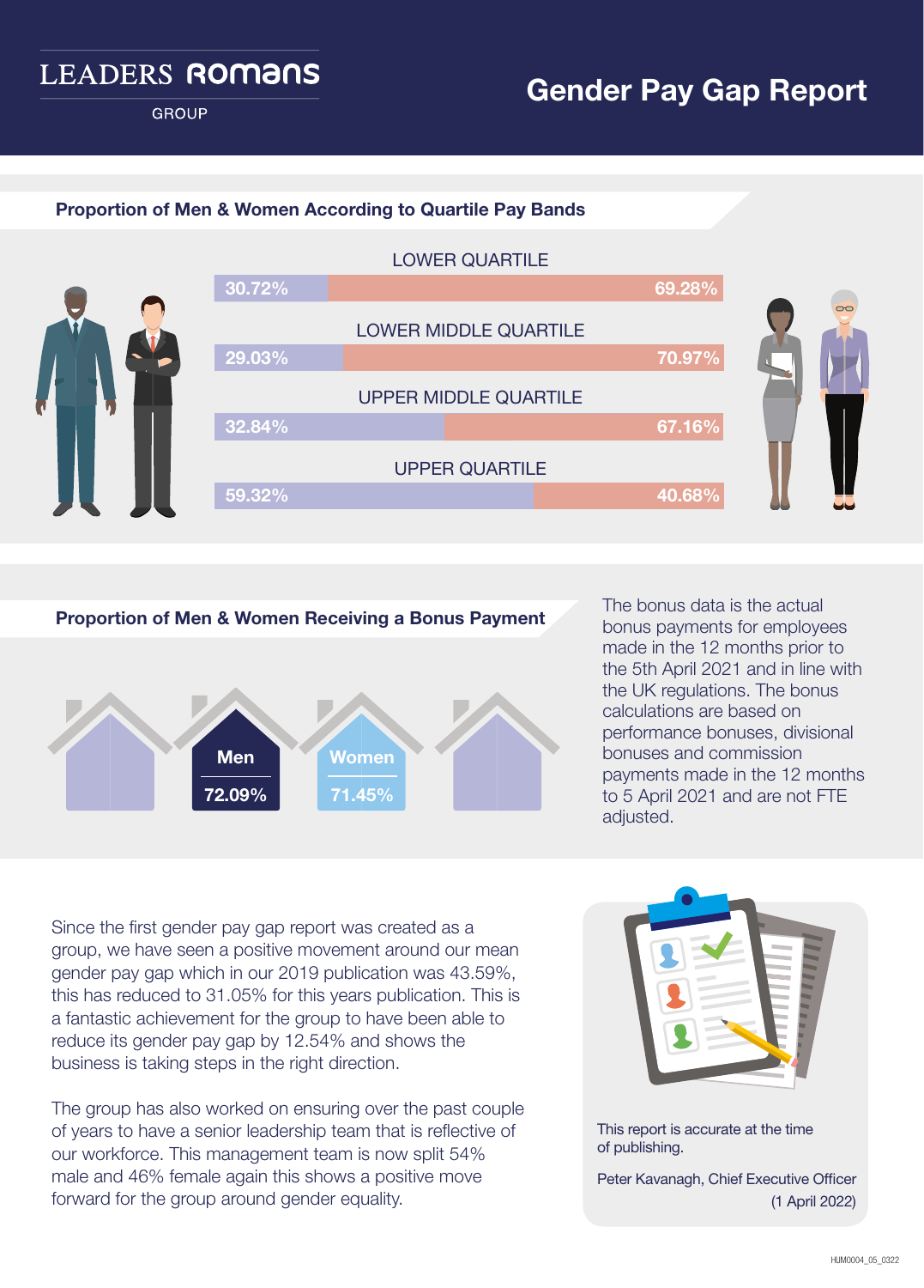LEADERS ROMANS GROUP

# Gender Pay Gap Report

## Proportion of Men & Women According to Quartile Pay Bands

LOWER QUARTILE

30.72%

69.28%

LOWER MIDDLE QUARTILE

29.03%

70.97%

UPPER MIDDLE QUARTILE

32.84%

67.16%

UPPER QUARTILE

59.32%

40.68%

## Proportion of Men & Women Receiving a Bonus Payment

Men

72.09%

Women

71.45%

The bonus data is the actual bonus payments for employees made in the 12 months prior to the 5th April 2021 and in line with the UK regulations. The bonus calculations are based on performance bonuses, divisional bonuses and commission payments made in the 12 months to 5 April 2021 and are not FTE adjusted.

Since the first gender pay gap report was created as a group, we have seen a positive movement around our mean gender pay gap which in our 2019 publication was 43.59%, this has reduced to 31.05% for this years publication. This is a fantastic achievement for the group to have been able to reduce its gender pay gap by 12.54% and shows the business is taking steps in the right direction.

The group has also worked on ensuring over the past couple of years to have a senior leadership team that is reflective of our workforce. This management team is now split 54% male and 46% female again this shows a positive move forward for the group around gender equality.

This report is accurate at the time of publishing.

Peter Kavanagh, Chief Executive Officer

(1 April 2022)

HUM0004_05_0322